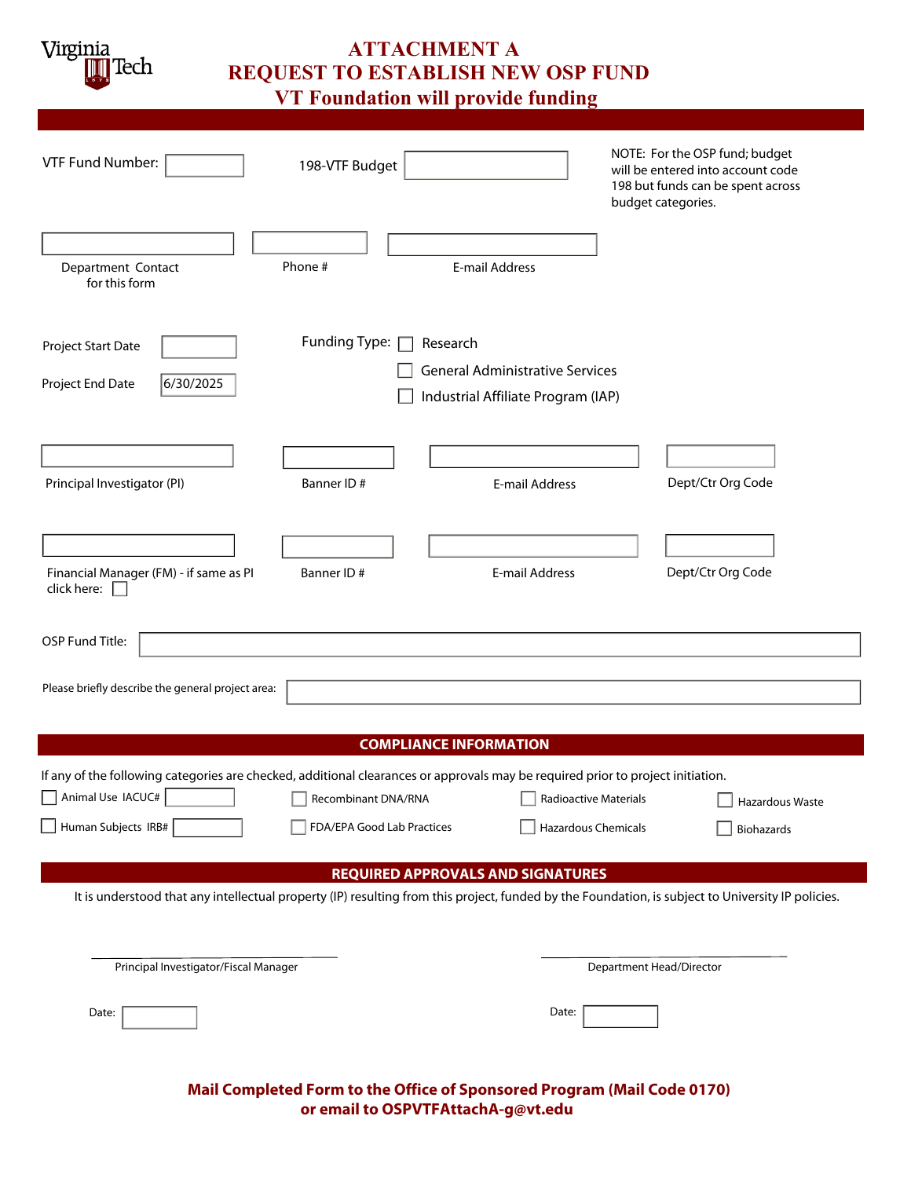# ATTACHMENT A
# REQUEST TO ESTABLISH NEW OSP FUND
## VT Foundation will provide funding

VTF Fund Number: ____________

198-VTF Budget ____________

NOTE: For the OSP fund; budget will be entered into account code 198 but funds can be spent across budget categories.

| | | |
|---|---|---|
| Department Contact for this form | Phone # | E-mail Address |

Project Start Date ____________

Project End Date 6/30/2025

Funding Type:
- ☐ Research
- ☐ General Administrative Services
- ☐ Industrial Affiliate Program (IAP)

| | | | |
|---|---|---|---|
| Principal Investigator (PI) | Banner ID # | E-mail Address | Dept/Ctr Org Code |
| Financial Manager (FM) - if same as PI click here: ☐ | Banner ID # | E-mail Address | Dept/Ctr Org Code |

OSP Fund Title: ____________

Please briefly describe the general project area: ____________

## COMPLIANCE INFORMATION

If any of the following categories are checked, additional clearances or approvals may be required prior to project initiation.

- ☐ Animal Use IACUC# ____________
- ☐ Human Subjects IRB# ____________
- ☐ Recombinant DNA/RNA
- ☐ FDA/EPA Good Lab Practices
- ☐ Radioactive Materials
- ☐ Hazardous Chemicals
- ☐ Hazardous Waste
- ☐ Biohazards

## REQUIRED APPROVALS AND SIGNATURES

It is understood that any intellectual property (IP) resulting from this project, funded by the Foundation, is subject to University IP policies.

____________________________
Principal Investigator/Fiscal Manager

Date: ____________

____________________________
Department Head/Director

Date: ____________

**Mail Completed Form to the Office of Sponsored Program (Mail Code 0170)**
**or email to OSPVTFAttachA-g@vt.edu**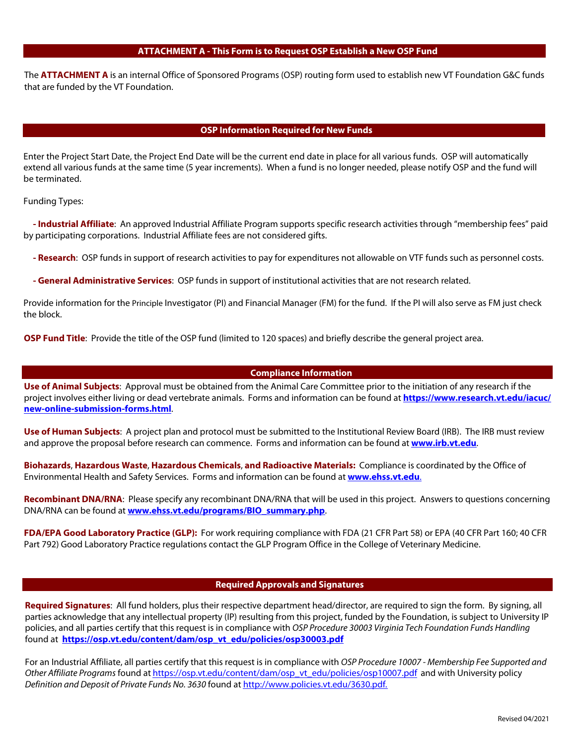## ATTACHMENT A - This Form is to Request OSP Establish a New OSP Fund

The **ATTACHMENT A** is an internal Office of Sponsored Programs (OSP) routing form used to establish new VT Foundation G&C funds that are funded by the VT Foundation.

## OSP Information Required for New Funds

Enter the Project Start Date, the Project End Date will be the current end date in place for all various funds. OSP will automatically extend all various funds at the same time (5 year increments). When a fund is no longer needed, please notify OSP and the fund will be terminated.

Funding Types:

- **Industrial Affiliate**: An approved Industrial Affiliate Program supports specific research activities through "membership fees" paid by participating corporations. Industrial Affiliate fees are not considered gifts.
- **Research**: OSP funds in support of research activities to pay for expenditures not allowable on VTF funds such as personnel costs.
- **General Administrative Services**: OSP funds in support of institutional activities that are not research related.

Provide information for the Principle Investigator (PI) and Financial Manager (FM) for the fund. If the PI will also serve as FM just check the block.

**OSP Fund Title**: Provide the title of the OSP fund (limited to 120 spaces) and briefly describe the general project area.

## Compliance Information

**Use of Animal Subjects**: Approval must be obtained from the Animal Care Committee prior to the initiation of any research if the project involves either living or dead vertebrate animals. Forms and information can be found at **https://www.research.vt.edu/iacuc/new-online-submission-forms.html**.

**Use of Human Subjects**: A project plan and protocol must be submitted to the Institutional Review Board (IRB). The IRB must review and approve the proposal before research can commence. Forms and information can be found at **www.irb.vt.edu**.

**Biohazards**, **Hazardous Waste**, **Hazardous Chemicals**, **and Radioactive Materials:** Compliance is coordinated by the Office of Environmental Health and Safety Services. Forms and information can be found at **www.ehss.vt.edu**.

**Recombinant DNA/RNA**: Please specify any recombinant DNA/RNA that will be used in this project. Answers to questions concerning DNA/RNA can be found at **www.ehss.vt.edu/programs/BIO_summary.php**.

**FDA/EPA Good Laboratory Practice (GLP):** For work requiring compliance with FDA (21 CFR Part 58) or EPA (40 CFR Part 160; 40 CFR Part 792) Good Laboratory Practice regulations contact the GLP Program Office in the College of Veterinary Medicine.

## Required Approvals and Signatures

**Required Signatures**: All fund holders, plus their respective department head/director, are required to sign the form. By signing, all parties acknowledge that any intellectual property (IP) resulting from this project, funded by the Foundation, is subject to University IP policies, and all parties certify that this request is in compliance with *OSP Procedure 30003 Virginia Tech Foundation Funds Handling* found at **https://osp.vt.edu/content/dam/osp_vt_edu/policies/osp30003.pdf**

For an Industrial Affiliate, all parties certify that this request is in compliance with *OSP Procedure 10007 - Membership Fee Supported and Other Affiliate Programs* found at https://osp.vt.edu/content/dam/osp_vt_edu/policies/osp10007.pdf and with University policy *Definition and Deposit of Private Funds No. 3630* found at http://www.policies.vt.edu/3630.pdf.

Revised 04/2021